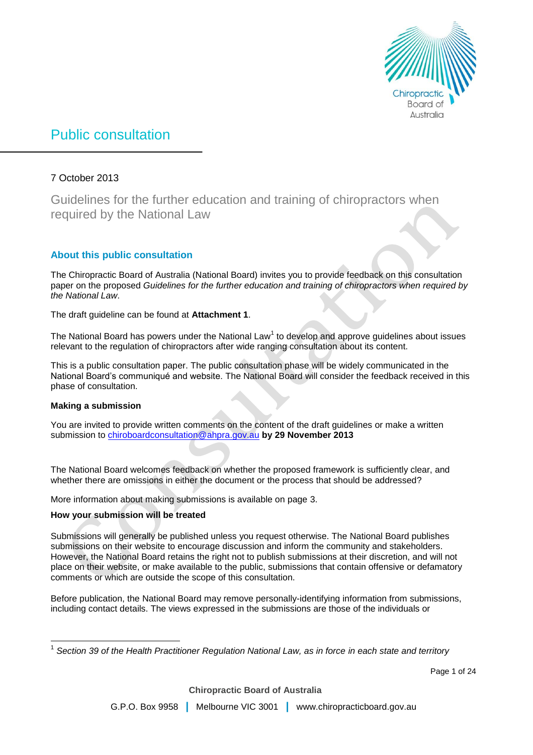# Public consultation

7 October 2013

## Guidelines for the further education and training of chiropractors when required by the National Law

### About this public consultation

The Chiropractic Board of Australia (National Board) invites you to provide feedback on this consultation paper on the proposed *Guidelines for the further education and training of chiropractors when required by the National Law*.

The draft guideline can be found at **Attachment 1**.

The National Board has powers under the National Law[1] to develop and approve guidelines about issues relevant to the regulation of chiropractors after wide ranging consultation about its content.

This is a public consultation paper. The public consultation phase will be widely communicated in the National Board's communiqué and website. The National Board will consider the feedback received in this phase of consultation.

**Making a submission**

You are invited to provide written comments on the content of the draft guidelines or make a written submission to chiroboardconsultation@ahpra.gov.au **by 29 November 2013**

The National Board welcomes feedback on whether the proposed framework is sufficiently clear, and whether there are omissions in either the document or the process that should be addressed?

More information about making submissions is available on page 3.

**How your submission will be treated**

Submissions will generally be published unless you request otherwise. The National Board publishes submissions on their website to encourage discussion and inform the community and stakeholders. However, the National Board retains the right not to publish submissions at their discretion, and will not place on their website, or make available to the public, submissions that contain offensive or defamatory comments or which are outside the scope of this consultation.

Before publication, the National Board may remove personally-identifying information from submissions, including contact details. The views expressed in the submissions are those of the individuals or

[1] *Section 39 of the Health Practitioner Regulation National Law, as in force in each state and territory*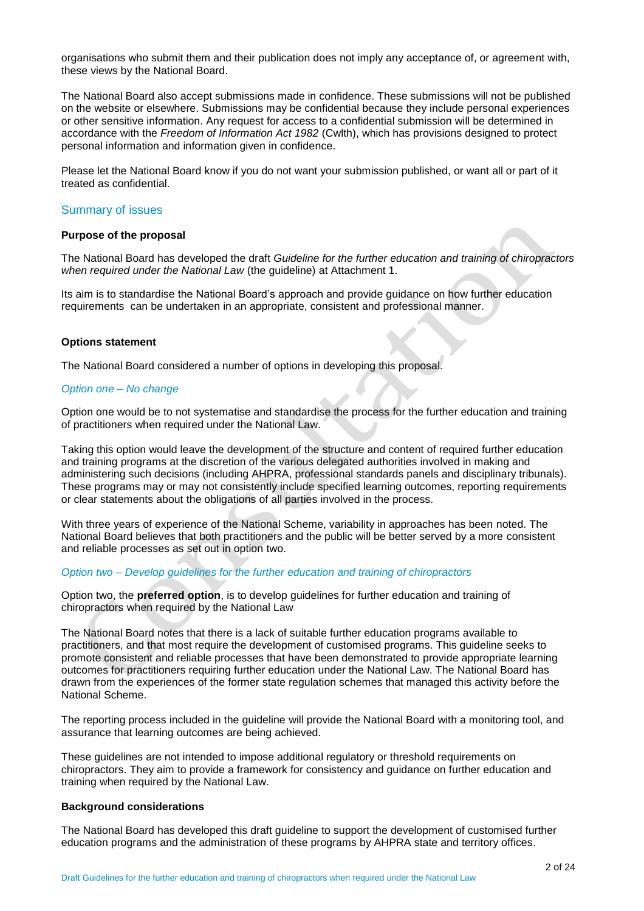organisations who submit them and their publication does not imply any acceptance of, or agreement with, these views by the National Board.

The National Board also accept submissions made in confidence. These submissions will not be published on the website or elsewhere. Submissions may be confidential because they include personal experiences or other sensitive information. Any request for access to a confidential submission will be determined in accordance with the *Freedom of Information Act 1982* (Cwlth), which has provisions designed to protect personal information and information given in confidence.

Please let the National Board know if you do not want your submission published, or want all or part of it treated as confidential.

## Summary of issues

**Purpose of the proposal**

The National Board has developed the draft *Guideline for the further education and training of chiropractors when required under the National Law* (the guideline) at Attachment 1.

Its aim is to standardise the National Board's approach and provide guidance on how further education requirements can be undertaken in an appropriate, consistent and professional manner.

**Options statement**

The National Board considered a number of options in developing this proposal.

*Option one – No change*

Option one would be to not systematise and standardise the process for the further education and training of practitioners when required under the National Law.

Taking this option would leave the development of the structure and content of required further education and training programs at the discretion of the various delegated authorities involved in making and administering such decisions (including AHPRA, professional standards panels and disciplinary tribunals). These programs may or may not consistently include specified learning outcomes, reporting requirements or clear statements about the obligations of all parties involved in the process.

With three years of experience of the National Scheme, variability in approaches has been noted. The National Board believes that both practitioners and the public will be better served by a more consistent and reliable processes as set out in option two.

*Option two – Develop guidelines for the further education and training of chiropractors*

Option two, the **preferred option**, is to develop guidelines for further education and training of chiropractors when required by the National Law

The National Board notes that there is a lack of suitable further education programs available to practitioners, and that most require the development of customised programs. This guideline seeks to promote consistent and reliable processes that have been demonstrated to provide appropriate learning outcomes for practitioners requiring further education under the National Law. The National Board has drawn from the experiences of the former state regulation schemes that managed this activity before the National Scheme.

The reporting process included in the guideline will provide the National Board with a monitoring tool, and assurance that learning outcomes are being achieved.

These guidelines are not intended to impose additional regulatory or threshold requirements on chiropractors. They aim to provide a framework for consistency and guidance on further education and training when required by the National Law.

**Background considerations**

The National Board has developed this draft guideline to support the development of customised further education programs and the administration of these programs by AHPRA state and territory offices.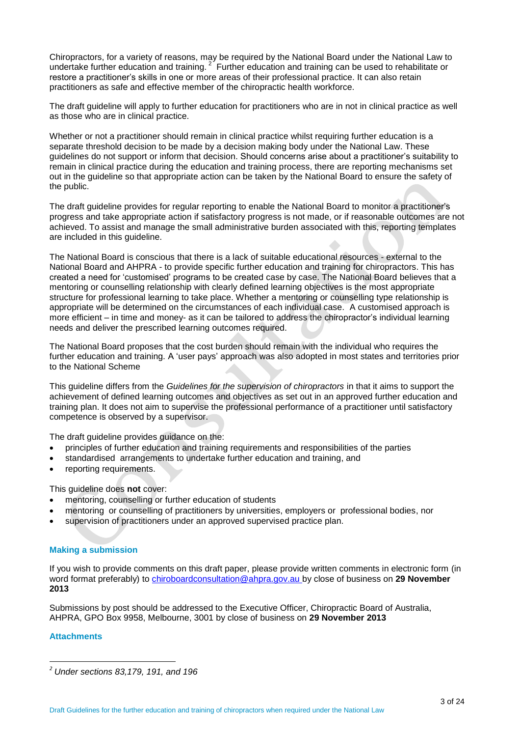Chiropractors, for a variety of reasons, may be required by the National Board under the National Law to undertake further education and training.[2] Further education and training can be used to rehabilitate or restore a practitioner's skills in one or more areas of their professional practice. It can also retain practitioners as safe and effective member of the chiropractic health workforce.

The draft guideline will apply to further education for practitioners who are in not in clinical practice as well as those who are in clinical practice.

Whether or not a practitioner should remain in clinical practice whilst requiring further education is a separate threshold decision to be made by a decision making body under the National Law. These guidelines do not support or inform that decision. Should concerns arise about a practitioner's suitability to remain in clinical practice during the education and training process, there are reporting mechanisms set out in the guideline so that appropriate action can be taken by the National Board to ensure the safety of the public.

The draft guideline provides for regular reporting to enable the National Board to monitor a practitioner's progress and take appropriate action if satisfactory progress is not made, or if reasonable outcomes are not achieved. To assist and manage the small administrative burden associated with this, reporting templates are included in this guideline.

The National Board is conscious that there is a lack of suitable educational resources - external to the National Board and AHPRA - to provide specific further education and training for chiropractors. This has created a need for 'customised' programs to be created case by case. The National Board believes that a mentoring or counselling relationship with clearly defined learning objectives is the most appropriate structure for professional learning to take place. Whether a mentoring or counselling type relationship is appropriate will be determined on the circumstances of each individual case. A customised approach is more efficient – in time and money- as it can be tailored to address the chiropractor's individual learning needs and deliver the prescribed learning outcomes required.

The National Board proposes that the cost burden should remain with the individual who requires the further education and training. A 'user pays' approach was also adopted in most states and territories prior to the National Scheme

This guideline differs from the *Guidelines for the supervision of chiropractors* in that it aims to support the achievement of defined learning outcomes and objectives as set out in an approved further education and training plan. It does not aim to supervise the professional performance of a practitioner until satisfactory competence is observed by a supervisor.

The draft guideline provides guidance on the:

- principles of further education and training requirements and responsibilities of the parties
- standardised arrangements to undertake further education and training, and
- reporting requirements.

This guideline does **not** cover:

- mentoring, counselling or further education of students
- mentoring or counselling of practitioners by universities, employers or professional bodies, nor
- supervision of practitioners under an approved supervised practice plan.

### Making a submission

If you wish to provide comments on this draft paper, please provide written comments in electronic form (in word format preferably) to chiroboardconsultation@ahpra.gov.au by close of business on **29 November 2013**

Submissions by post should be addressed to the Executive Officer, Chiropractic Board of Australia, AHPRA, GPO Box 9958, Melbourne, 3001 by close of business on **29 November 2013**

### Attachments

---

[2] *Under sections 83,179, 191, and 196*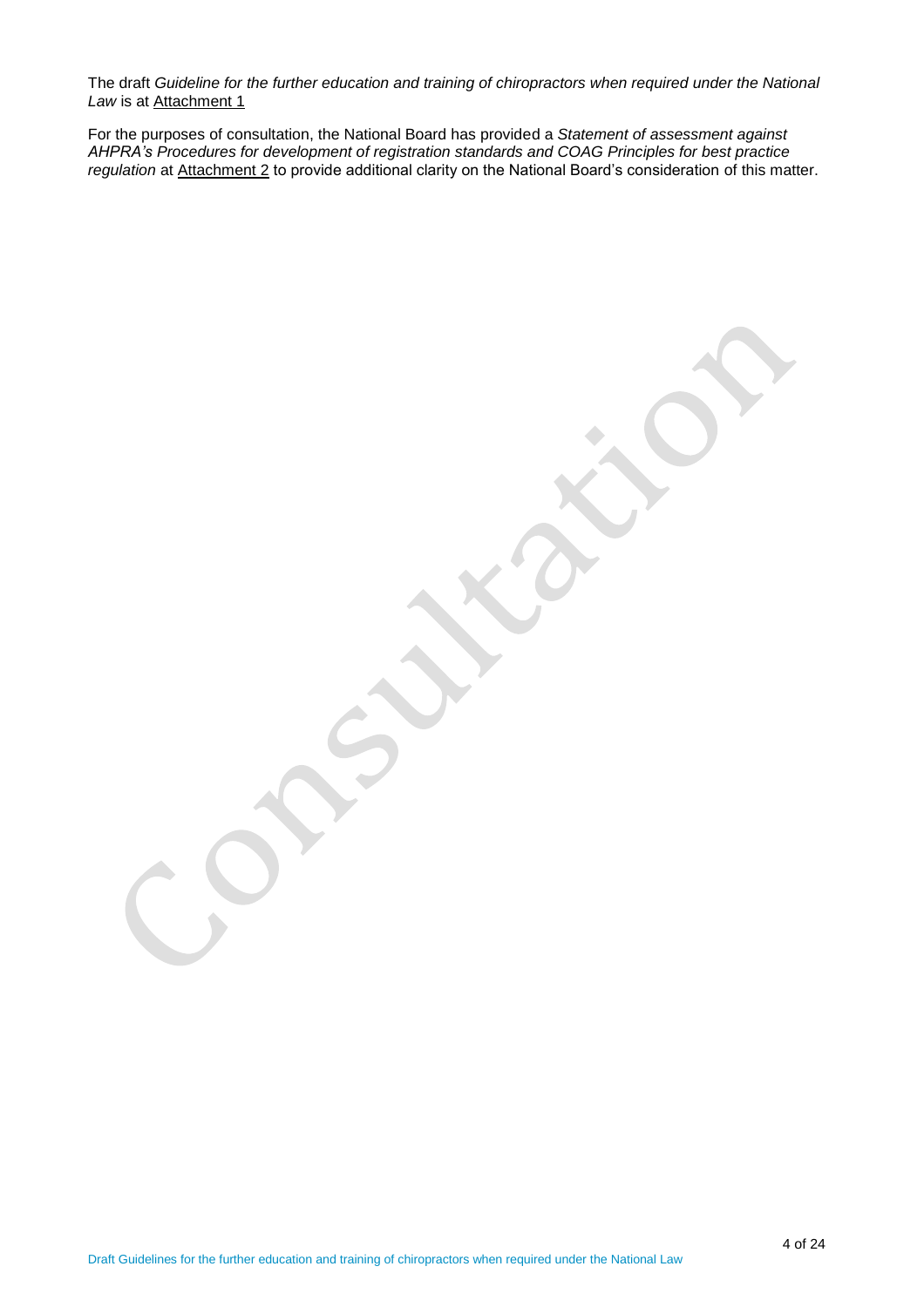The draft *Guideline for the further education and training of chiropractors when required under the National Law* is at Attachment 1

For the purposes of consultation, the National Board has provided a *Statement of assessment against AHPRA's Procedures for development of registration standards and COAG Principles for best practice regulation* at Attachment 2 to provide additional clarity on the National Board's consideration of this matter.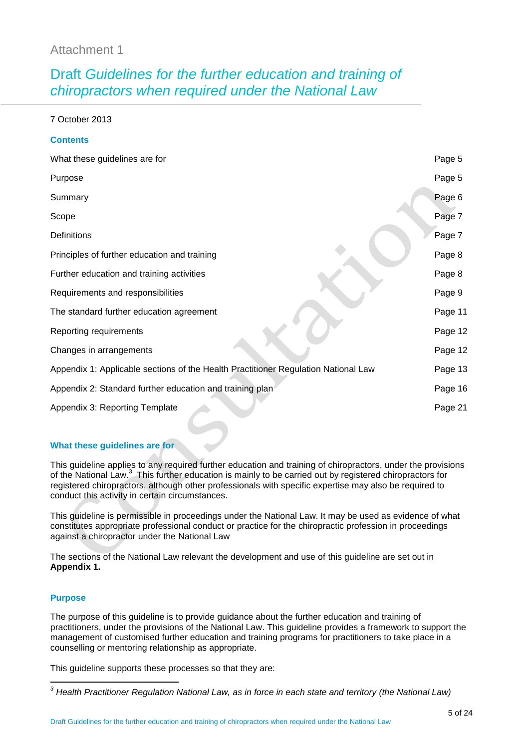Attachment 1

# Draft *Guidelines for the further education and training of chiropractors when required under the National Law*

7 October 2013

## Contents

| | |
|---|---|
| What these guidelines are for | Page 5 |
| Purpose | Page 5 |
| Summary | Page 6 |
| Scope | Page 7 |
| Definitions | Page 7 |
| Principles of further education and training | Page 8 |
| Further education and training activities | Page 8 |
| Requirements and responsibilities | Page 9 |
| The standard further education agreement | Page 11 |
| Reporting requirements | Page 12 |
| Changes in arrangements | Page 12 |
| Appendix 1: Applicable sections of the Health Practitioner Regulation National Law | Page 13 |
| Appendix 2: Standard further education and training plan | Page 16 |
| Appendix 3: Reporting Template | Page 21 |

## What these guidelines are for

This guideline applies to any required further education and training of chiropractors, under the provisions of the National Law.[3] This further education is mainly to be carried out by registered chiropractors for registered chiropractors, although other professionals with specific expertise may also be required to conduct this activity in certain circumstances.

This guideline is permissible in proceedings under the National Law. It may be used as evidence of what constitutes appropriate professional conduct or practice for the chiropractic profession in proceedings against a chiropractor under the National Law

The sections of the National Law relevant the development and use of this guideline are set out in **Appendix 1.**

## Purpose

The purpose of this guideline is to provide guidance about the further education and training of practitioners, under the provisions of the National Law. This guideline provides a framework to support the management of customised further education and training programs for practitioners to take place in a counselling or mentoring relationship as appropriate.

This guideline supports these processes so that they are:

---

[3] *Health Practitioner Regulation National Law, as in force in each state and territory (the National Law)*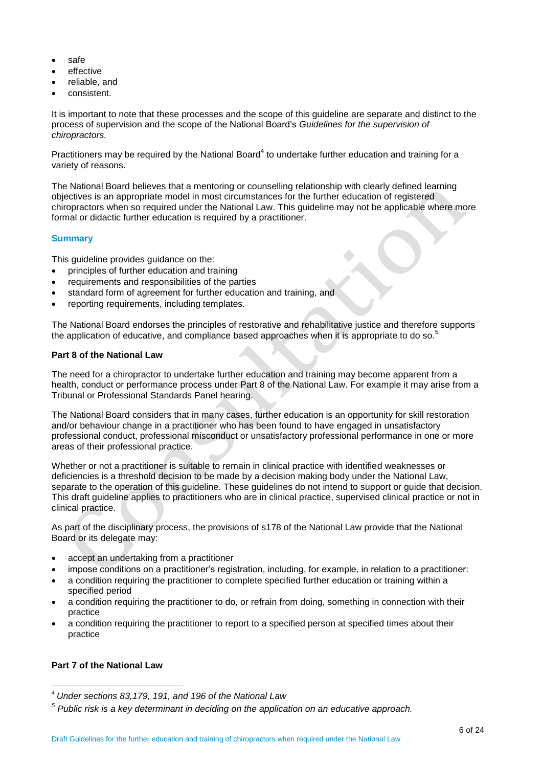- safe
- effective
- reliable, and
- consistent.

It is important to note that these processes and the scope of this guideline are separate and distinct to the process of supervision and the scope of the National Board's *Guidelines for the supervision of chiropractors.*

Practitioners may be required by the National Board[4] to undertake further education and training for a variety of reasons.

The National Board believes that a mentoring or counselling relationship with clearly defined learning objectives is an appropriate model in most circumstances for the further education of registered chiropractors when so required under the National Law. This guideline may not be applicable where more formal or didactic further education is required by a practitioner.

## Summary

This guideline provides guidance on the:

- principles of further education and training
- requirements and responsibilities of the parties
- standard form of agreement for further education and training, and
- reporting requirements, including templates.

The National Board endorses the principles of restorative and rehabilitative justice and therefore supports the application of educative, and compliance based approaches when it is appropriate to do so.[5]

### Part 8 of the National Law

The need for a chiropractor to undertake further education and training may become apparent from a health, conduct or performance process under Part 8 of the National Law. For example it may arise from a Tribunal or Professional Standards Panel hearing.

The National Board considers that in many cases, further education is an opportunity for skill restoration and/or behaviour change in a practitioner who has been found to have engaged in unsatisfactory professional conduct, professional misconduct or unsatisfactory professional performance in one or more areas of their professional practice.

Whether or not a practitioner is suitable to remain in clinical practice with identified weaknesses or deficiencies is a threshold decision to be made by a decision making body under the National Law, separate to the operation of this guideline. These guidelines do not intend to support or guide that decision. This draft guideline applies to practitioners who are in clinical practice, supervised clinical practice or not in clinical practice.

As part of the disciplinary process, the provisions of s178 of the National Law provide that the National Board or its delegate may:

- accept an undertaking from a practitioner
- impose conditions on a practitioner's registration, including, for example, in relation to a practitioner:
- a condition requiring the practitioner to complete specified further education or training within a specified period
- a condition requiring the practitioner to do, or refrain from doing, something in connection with their practice
- a condition requiring the practitioner to report to a specified person at specified times about their practice

### Part 7 of the National Law

---

[4] *Under sections 83,179, 191, and 196 of the National Law*

[5] *Public risk is a key determinant in deciding on the application on an educative approach.*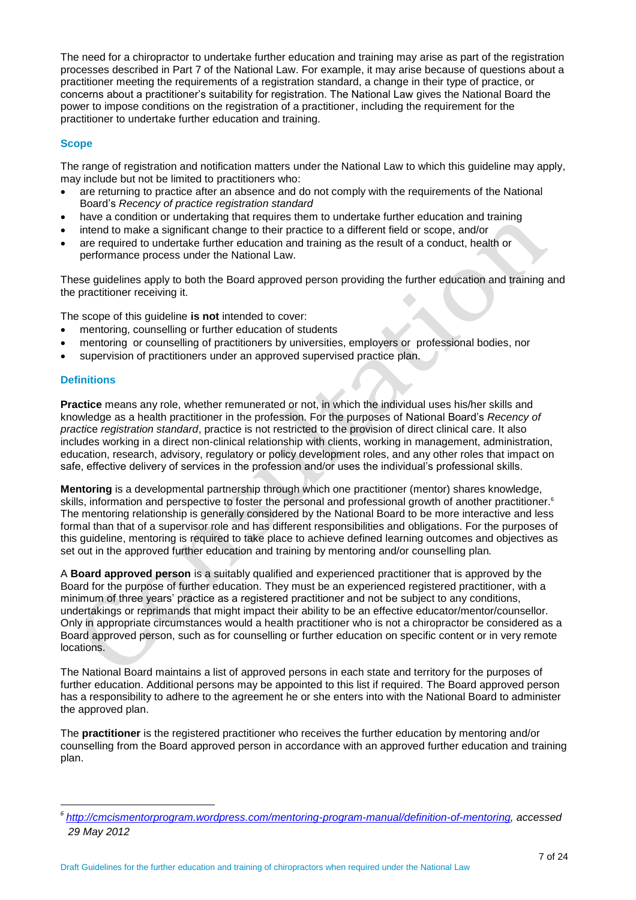The need for a chiropractor to undertake further education and training may arise as part of the registration processes described in Part 7 of the National Law. For example, it may arise because of questions about a practitioner meeting the requirements of a registration standard, a change in their type of practice, or concerns about a practitioner's suitability for registration. The National Law gives the National Board the power to impose conditions on the registration of a practitioner, including the requirement for the practitioner to undertake further education and training.

### Scope

The range of registration and notification matters under the National Law to which this guideline may apply, may include but not be limited to practitioners who:

- are returning to practice after an absence and do not comply with the requirements of the National Board's *Recency of practice registration standard*
- have a condition or undertaking that requires them to undertake further education and training
- intend to make a significant change to their practice to a different field or scope, and/or
- are required to undertake further education and training as the result of a conduct, health or performance process under the National Law.

These guidelines apply to both the Board approved person providing the further education and training and the practitioner receiving it.

The scope of this guideline **is not** intended to cover:

- mentoring, counselling or further education of students
- mentoring or counselling of practitioners by universities, employers or professional bodies, nor
- supervision of practitioners under an approved supervised practice plan.

### Definitions

**Practice** means any role, whether remunerated or not, in which the individual uses his/her skills and knowledge as a health practitioner in the profession. For the purposes of National Board's *Recency of practice registration standard*, practice is not restricted to the provision of direct clinical care. It also includes working in a direct non-clinical relationship with clients, working in management, administration, education, research, advisory, regulatory or policy development roles, and any other roles that impact on safe, effective delivery of services in the profession and/or uses the individual's professional skills.

**Mentoring** is a developmental partnership through which one practitioner (mentor) shares knowledge, skills, information and perspective to foster the personal and professional growth of another practitioner.[6] The mentoring relationship is generally considered by the National Board to be more interactive and less formal than that of a supervisor role and has different responsibilities and obligations. For the purposes of this guideline, mentoring is required to take place to achieve defined learning outcomes and objectives as set out in the approved further education and training by mentoring and/or counselling plan.

A **Board approved person** is a suitably qualified and experienced practitioner that is approved by the Board for the purpose of further education. They must be an experienced registered practitioner, with a minimum of three years' practice as a registered practitioner and not be subject to any conditions, undertakings or reprimands that might impact their ability to be an effective educator/mentor/counsellor. Only in appropriate circumstances would a health practitioner who is not a chiropractor be considered as a Board approved person, such as for counselling or further education on specific content or in very remote locations.

The National Board maintains a list of approved persons in each state and territory for the purposes of further education. Additional persons may be appointed to this list if required. The Board approved person has a responsibility to adhere to the agreement he or she enters into with the National Board to administer the approved plan.

The **practitioner** is the registered practitioner who receives the further education by mentoring and/or counselling from the Board approved person in accordance with an approved further education and training plan.

---

[6] *http://cmcismentorprogram.wordpress.com/mentoring-program-manual/definition-of-mentoring, accessed 29 May 2012*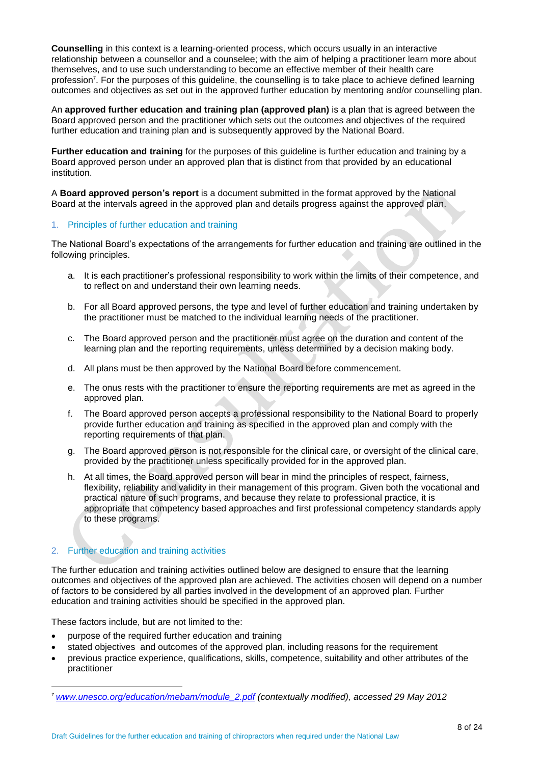**Counselling** in this context is a learning-oriented process, which occurs usually in an interactive relationship between a counsellor and a counselee; with the aim of helping a practitioner learn more about themselves, and to use such understanding to become an effective member of their health care profession[7]. For the purposes of this guideline, the counselling is to take place to achieve defined learning outcomes and objectives as set out in the approved further education by mentoring and/or counselling plan.

An **approved further education and training plan (approved plan)** is a plan that is agreed between the Board approved person and the practitioner which sets out the outcomes and objectives of the required further education and training plan and is subsequently approved by the National Board.

**Further education and training** for the purposes of this guideline is further education and training by a Board approved person under an approved plan that is distinct from that provided by an educational institution.

A **Board approved person's report** is a document submitted in the format approved by the National Board at the intervals agreed in the approved plan and details progress against the approved plan.

## 1. Principles of further education and training

The National Board's expectations of the arrangements for further education and training are outlined in the following principles.

a. It is each practitioner's professional responsibility to work within the limits of their competence, and to reflect on and understand their own learning needs.

b. For all Board approved persons, the type and level of further education and training undertaken by the practitioner must be matched to the individual learning needs of the practitioner.

c. The Board approved person and the practitioner must agree on the duration and content of the learning plan and the reporting requirements, unless determined by a decision making body.

d. All plans must be then approved by the National Board before commencement.

e. The onus rests with the practitioner to ensure the reporting requirements are met as agreed in the approved plan.

f. The Board approved person accepts a professional responsibility to the National Board to properly provide further education and training as specified in the approved plan and comply with the reporting requirements of that plan.

g. The Board approved person is not responsible for the clinical care, or oversight of the clinical care, provided by the practitioner unless specifically provided for in the approved plan.

h. At all times, the Board approved person will bear in mind the principles of respect, fairness, flexibility, reliability and validity in their management of this program. Given both the vocational and practical nature of such programs, and because they relate to professional practice, it is appropriate that competency based approaches and first professional competency standards apply to these programs.

## 2. Further education and training activities

The further education and training activities outlined below are designed to ensure that the learning outcomes and objectives of the approved plan are achieved. The activities chosen will depend on a number of factors to be considered by all parties involved in the development of an approved plan. Further education and training activities should be specified in the approved plan.

These factors include, but are not limited to the:

- purpose of the required further education and training
- stated objectives and outcomes of the approved plan, including reasons for the requirement
- previous practice experience, qualifications, skills, competence, suitability and other attributes of the practitioner

[7] *www.unesco.org/education/mebam/module_2.pdf (contextually modified), accessed 29 May 2012*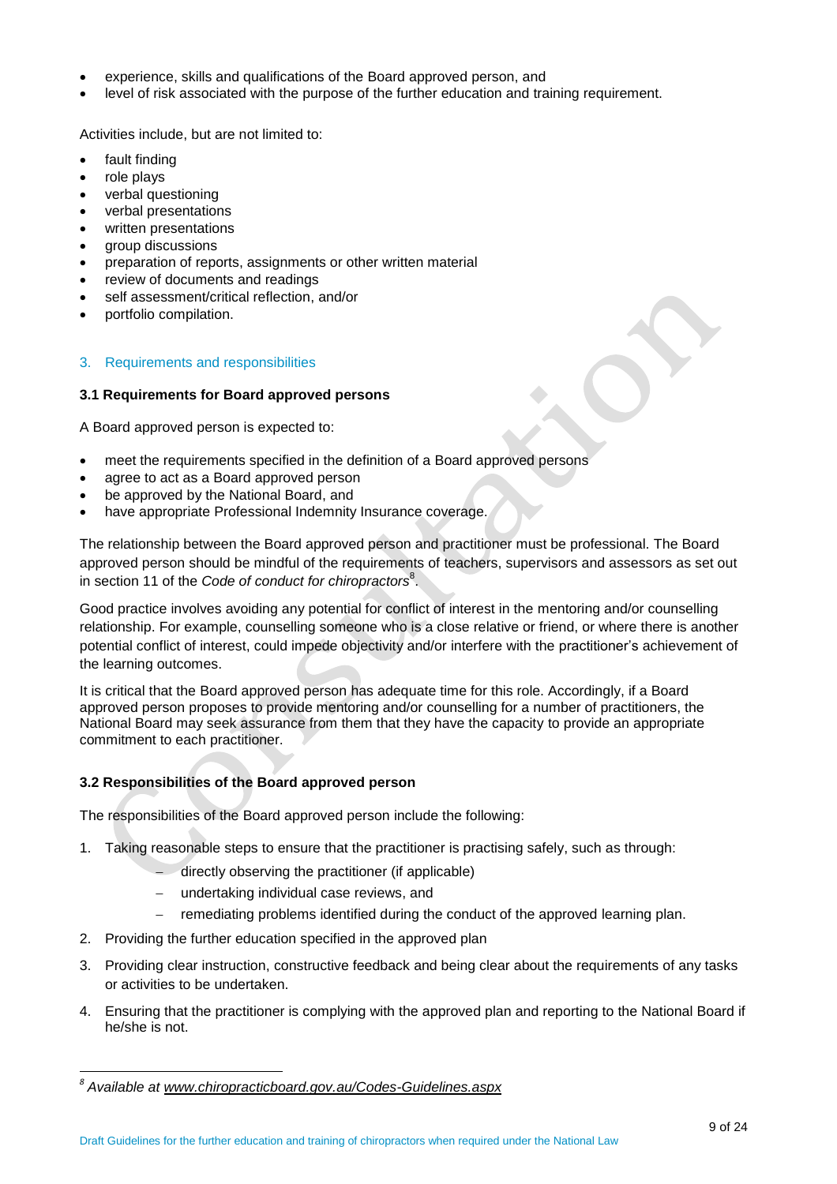- experience, skills and qualifications of the Board approved person, and
- level of risk associated with the purpose of the further education and training requirement.

Activities include, but are not limited to:

- fault finding
- role plays
- verbal questioning
- verbal presentations
- written presentations
- group discussions
- preparation of reports, assignments or other written material
- review of documents and readings
- self assessment/critical reflection, and/or
- portfolio compilation.

## 3. Requirements and responsibilities

### 3.1 Requirements for Board approved persons

A Board approved person is expected to:

- meet the requirements specified in the definition of a Board approved persons
- agree to act as a Board approved person
- be approved by the National Board, and
- have appropriate Professional Indemnity Insurance coverage.

The relationship between the Board approved person and practitioner must be professional. The Board approved person should be mindful of the requirements of teachers, supervisors and assessors as set out in section 11 of the *Code of conduct for chiropractors*[8].

Good practice involves avoiding any potential for conflict of interest in the mentoring and/or counselling relationship. For example, counselling someone who is a close relative or friend, or where there is another potential conflict of interest, could impede objectivity and/or interfere with the practitioner's achievement of the learning outcomes.

It is critical that the Board approved person has adequate time for this role. Accordingly, if a Board approved person proposes to provide mentoring and/or counselling for a number of practitioners, the National Board may seek assurance from them that they have the capacity to provide an appropriate commitment to each practitioner.

### 3.2 Responsibilities of the Board approved person

The responsibilities of the Board approved person include the following:

1. Taking reasonable steps to ensure that the practitioner is practising safely, such as through:
   - directly observing the practitioner (if applicable)
   - undertaking individual case reviews, and
   - remediating problems identified during the conduct of the approved learning plan.
2. Providing the further education specified in the approved plan
3. Providing clear instruction, constructive feedback and being clear about the requirements of any tasks or activities to be undertaken.
4. Ensuring that the practitioner is complying with the approved plan and reporting to the National Board if he/she is not.

---

[8] *Available at www.chiropracticboard.gov.au/Codes-Guidelines.aspx*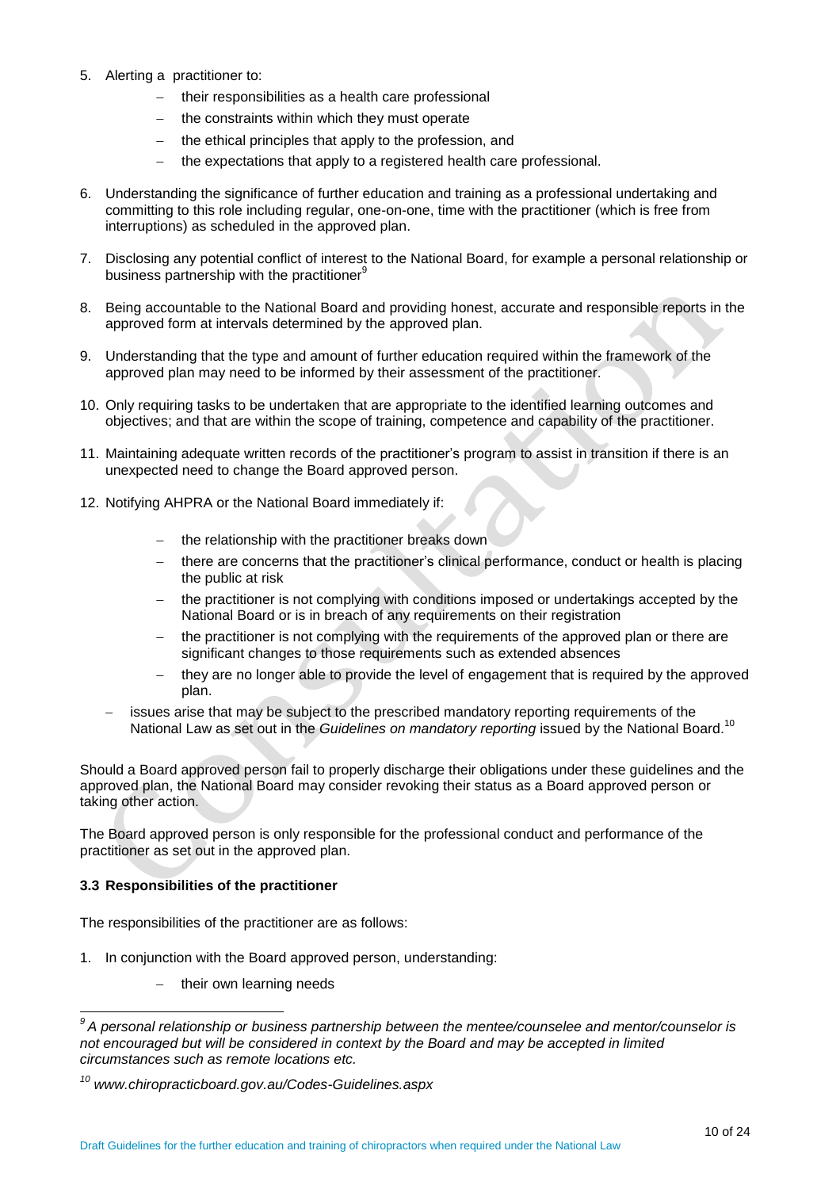5. Alerting a practitioner to:
   - their responsibilities as a health care professional
   - the constraints within which they must operate
   - the ethical principles that apply to the profession, and
   - the expectations that apply to a registered health care professional.

6. Understanding the significance of further education and training as a professional undertaking and committing to this role including regular, one-on-one, time with the practitioner (which is free from interruptions) as scheduled in the approved plan.

7. Disclosing any potential conflict of interest to the National Board, for example a personal relationship or business partnership with the practitioner[9]

8. Being accountable to the National Board and providing honest, accurate and responsible reports in the approved form at intervals determined by the approved plan.

9. Understanding that the type and amount of further education required within the framework of the approved plan may need to be informed by their assessment of the practitioner.

10. Only requiring tasks to be undertaken that are appropriate to the identified learning outcomes and objectives; and that are within the scope of training, competence and capability of the practitioner.

11. Maintaining adequate written records of the practitioner's program to assist in transition if there is an unexpected need to change the Board approved person.

12. Notifying AHPRA or the National Board immediately if:
    - the relationship with the practitioner breaks down
    - there are concerns that the practitioner's clinical performance, conduct or health is placing the public at risk
    - the practitioner is not complying with conditions imposed or undertakings accepted by the National Board or is in breach of any requirements on their registration
    - the practitioner is not complying with the requirements of the approved plan or there are significant changes to those requirements such as extended absences
    - they are no longer able to provide the level of engagement that is required by the approved plan.

- issues arise that may be subject to the prescribed mandatory reporting requirements of the National Law as set out in the *Guidelines on mandatory reporting* issued by the National Board.[10]

Should a Board approved person fail to properly discharge their obligations under these guidelines and the approved plan, the National Board may consider revoking their status as a Board approved person or taking other action.

The Board approved person is only responsible for the professional conduct and performance of the practitioner as set out in the approved plan.

**3.3 Responsibilities of the practitioner**

The responsibilities of the practitioner are as follows:

1. In conjunction with the Board approved person, understanding:
   - their own learning needs

---

*[9] A personal relationship or business partnership between the mentee/counselee and mentor/counselor is not encouraged but will be considered in context by the Board and may be accepted in limited circumstances such as remote locations etc.*

*[10] www.chiropracticboard.gov.au/Codes-Guidelines.aspx*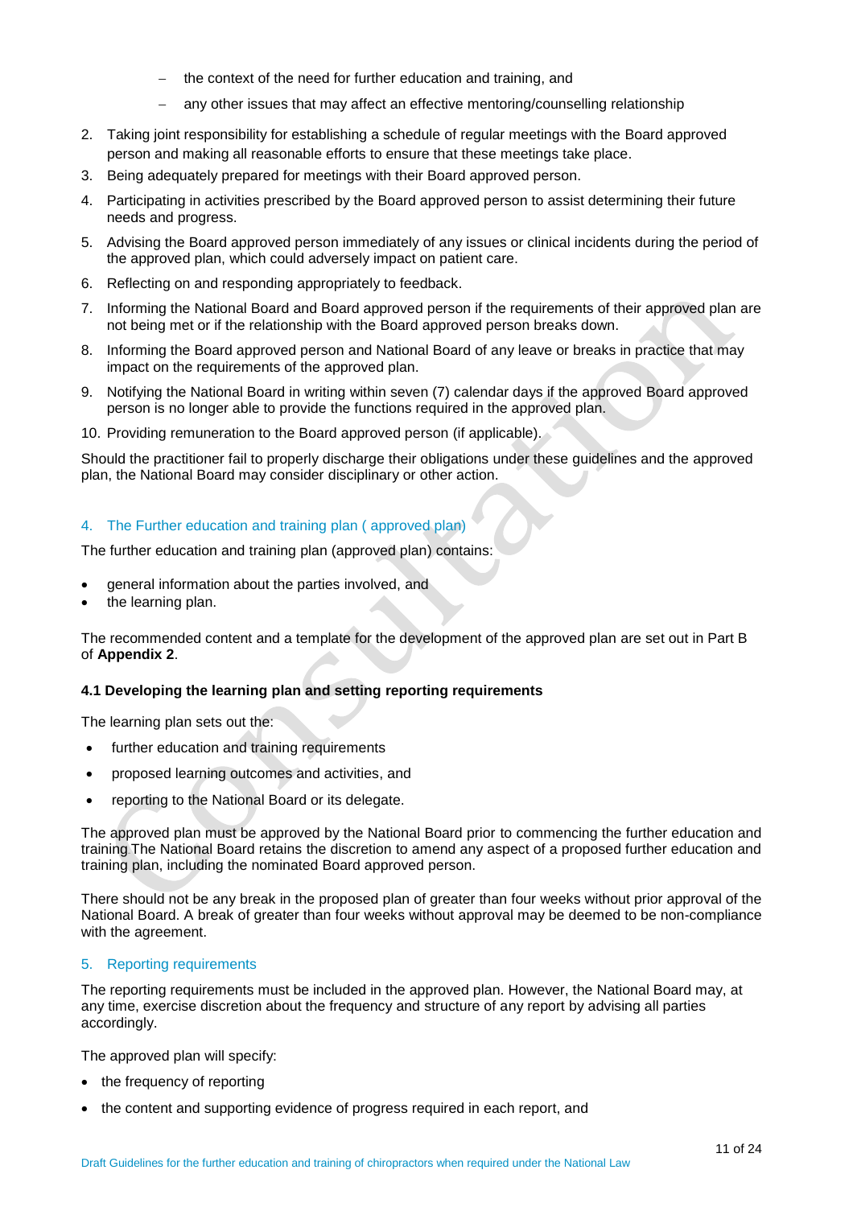- the context of the need for further education and training, and
- any other issues that may affect an effective mentoring/counselling relationship

2. Taking joint responsibility for establishing a schedule of regular meetings with the Board approved person and making all reasonable efforts to ensure that these meetings take place.
3. Being adequately prepared for meetings with their Board approved person.
4. Participating in activities prescribed by the Board approved person to assist determining their future needs and progress.
5. Advising the Board approved person immediately of any issues or clinical incidents during the period of the approved plan, which could adversely impact on patient care.
6. Reflecting on and responding appropriately to feedback.
7. Informing the National Board and Board approved person if the requirements of their approved plan are not being met or if the relationship with the Board approved person breaks down.
8. Informing the Board approved person and National Board of any leave or breaks in practice that may impact on the requirements of the approved plan.
9. Notifying the National Board in writing within seven (7) calendar days if the approved Board approved person is no longer able to provide the functions required in the approved plan.
10. Providing remuneration to the Board approved person (if applicable).

Should the practitioner fail to properly discharge their obligations under these guidelines and the approved plan, the National Board may consider disciplinary or other action.

## 4. The Further education and training plan ( approved plan)

The further education and training plan (approved plan) contains:

- general information about the parties involved, and
- the learning plan.

The recommended content and a template for the development of the approved plan are set out in Part B of **Appendix 2**.

### 4.1 Developing the learning plan and setting reporting requirements

The learning plan sets out the:

- further education and training requirements
- proposed learning outcomes and activities, and
- reporting to the National Board or its delegate.

The approved plan must be approved by the National Board prior to commencing the further education and training The National Board retains the discretion to amend any aspect of a proposed further education and training plan, including the nominated Board approved person.

There should not be any break in the proposed plan of greater than four weeks without prior approval of the National Board. A break of greater than four weeks without approval may be deemed to be non-compliance with the agreement.

## 5. Reporting requirements

The reporting requirements must be included in the approved plan. However, the National Board may, at any time, exercise discretion about the frequency and structure of any report by advising all parties accordingly.

The approved plan will specify:

- the frequency of reporting
- the content and supporting evidence of progress required in each report, and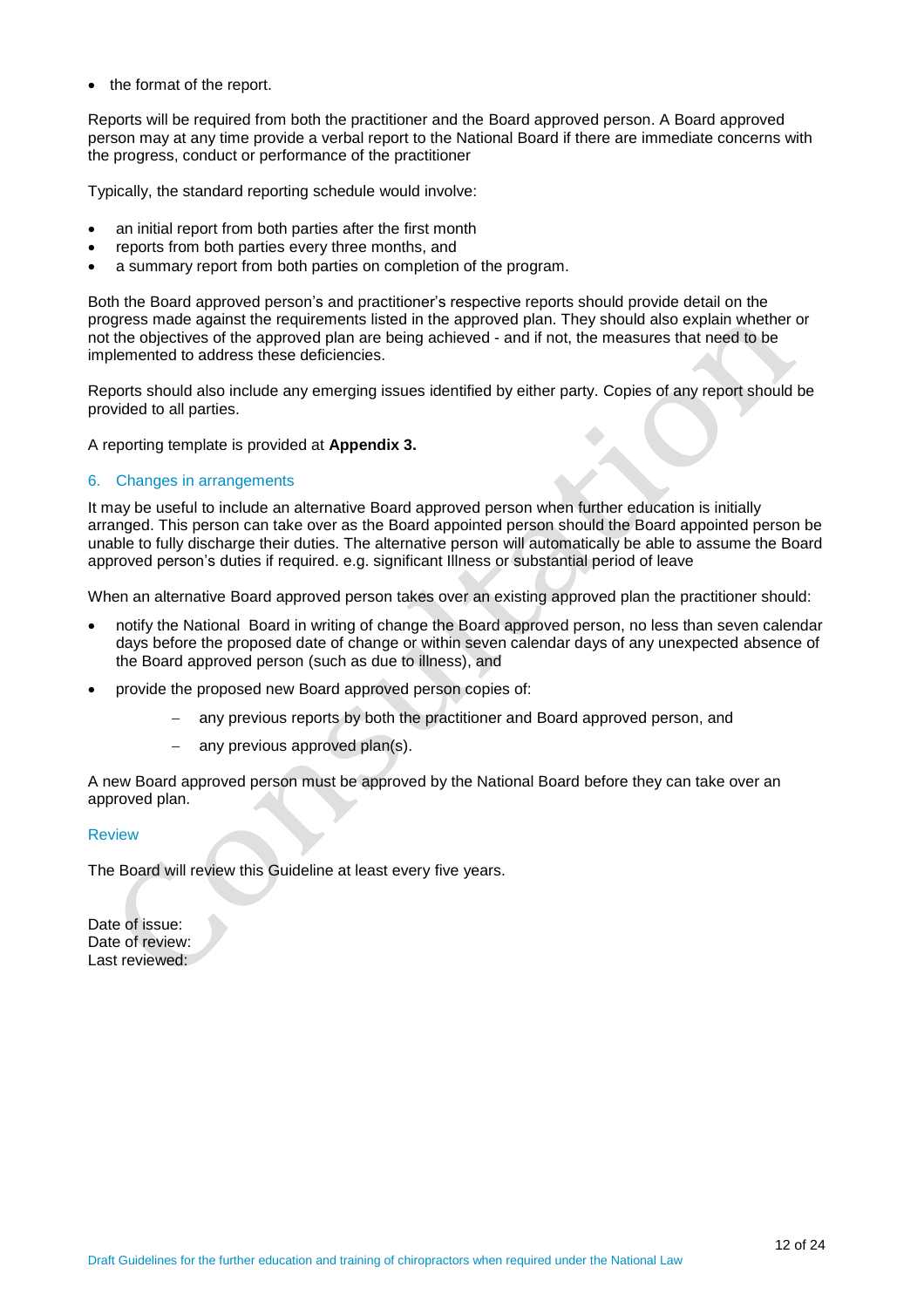- the format of the report.

Reports will be required from both the practitioner and the Board approved person. A Board approved person may at any time provide a verbal report to the National Board if there are immediate concerns with the progress, conduct or performance of the practitioner

Typically, the standard reporting schedule would involve:

- an initial report from both parties after the first month
- reports from both parties every three months, and
- a summary report from both parties on completion of the program.

Both the Board approved person's and practitioner's respective reports should provide detail on the progress made against the requirements listed in the approved plan. They should also explain whether or not the objectives of the approved plan are being achieved - and if not, the measures that need to be implemented to address these deficiencies.

Reports should also include any emerging issues identified by either party. Copies of any report should be provided to all parties.

A reporting template is provided at **Appendix 3.**

## 6. Changes in arrangements

It may be useful to include an alternative Board approved person when further education is initially arranged. This person can take over as the Board appointed person should the Board appointed person be unable to fully discharge their duties. The alternative person will automatically be able to assume the Board approved person's duties if required. e.g. significant Illness or substantial period of leave

When an alternative Board approved person takes over an existing approved plan the practitioner should:

- notify the National Board in writing of change the Board approved person, no less than seven calendar days before the proposed date of change or within seven calendar days of any unexpected absence of the Board approved person (such as due to illness), and
- provide the proposed new Board approved person copies of:
  - any previous reports by both the practitioner and Board approved person, and
  - any previous approved plan(s).

A new Board approved person must be approved by the National Board before they can take over an approved plan.

## Review

The Board will review this Guideline at least every five years.

Date of issue:
Date of review:
Last reviewed: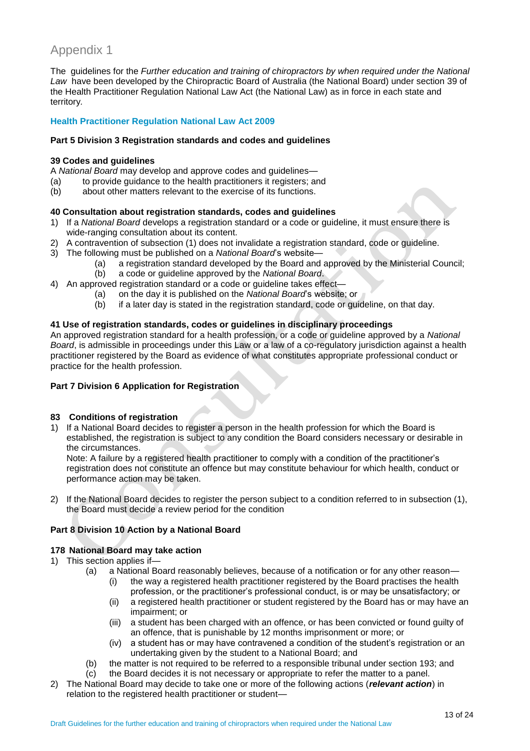# Appendix 1

The guidelines for the *Further education and training of chiropractors by when required under the National Law* have been developed by the Chiropractic Board of Australia (the National Board) under section 39 of the Health Practitioner Regulation National Law Act (the National Law) as in force in each state and territory.

## Health Practitioner Regulation National Law Act 2009

### Part 5 Division 3 Registration standards and codes and guidelines

**39 Codes and guidelines**

A *National Board* may develop and approve codes and guidelines—

(a) to provide guidance to the health practitioners it registers; and
(b) about other matters relevant to the exercise of its functions.

**40 Consultation about registration standards, codes and guidelines**

1) If a *National Board* develops a registration standard or a code or guideline, it must ensure there is wide-ranging consultation about its content.
2) A contravention of subsection (1) does not invalidate a registration standard, code or guideline.
3) The following must be published on a *National Board*'s website—
   (a) a registration standard developed by the Board and approved by the Ministerial Council;
   (b) a code or guideline approved by the *National Board*.
4) An approved registration standard or a code or guideline takes effect—
   (a) on the day it is published on the *National Board*'s website; or
   (b) if a later day is stated in the registration standard, code or guideline, on that day.

**41 Use of registration standards, codes or guidelines in disciplinary proceedings**

An approved registration standard for a health profession, or a code or guideline approved by a *National Board*, is admissible in proceedings under this Law or a law of a co-regulatory jurisdiction against a health practitioner registered by the Board as evidence of what constitutes appropriate professional conduct or practice for the health profession.

### Part 7 Division 6 Application for Registration

**83 Conditions of registration**

1) If a National Board decides to register a person in the health profession for which the Board is established, the registration is subject to any condition the Board considers necessary or desirable in the circumstances.
   Note: A failure by a registered health practitioner to comply with a condition of the practitioner's registration does not constitute an offence but may constitute behaviour for which health, conduct or performance action may be taken.

2) If the National Board decides to register the person subject to a condition referred to in subsection (1), the Board must decide a review period for the condition

### Part 8 Division 10 Action by a National Board

**178 National Board may take action**

1) This section applies if—
   (a) a National Board reasonably believes, because of a notification or for any other reason—
      (i) the way a registered health practitioner registered by the Board practises the health profession, or the practitioner's professional conduct, is or may be unsatisfactory; or
      (ii) a registered health practitioner or student registered by the Board has or may have an impairment; or
      (iii) a student has been charged with an offence, or has been convicted or found guilty of an offence, that is punishable by 12 months imprisonment or more; or
      (iv) a student has or may have contravened a condition of the student's registration or an undertaking given by the student to a National Board; and
   (b) the matter is not required to be referred to a responsible tribunal under section 193; and
   (c) the Board decides it is not necessary or appropriate to refer the matter to a panel.
2) The National Board may decide to take one or more of the following actions (***relevant action***) in relation to the registered health practitioner or student—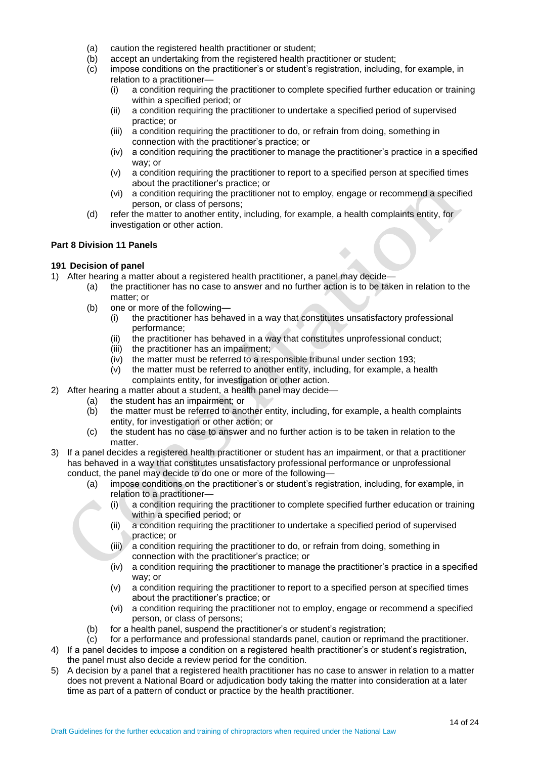(a) caution the registered health practitioner or student;
(b) accept an undertaking from the registered health practitioner or student;
(c) impose conditions on the practitioner's or student's registration, including, for example, in relation to a practitioner—
   (i) a condition requiring the practitioner to complete specified further education or training within a specified period; or
   (ii) a condition requiring the practitioner to undertake a specified period of supervised practice; or
   (iii) a condition requiring the practitioner to do, or refrain from doing, something in connection with the practitioner's practice; or
   (iv) a condition requiring the practitioner to manage the practitioner's practice in a specified way; or
   (v) a condition requiring the practitioner to report to a specified person at specified times about the practitioner's practice; or
   (vi) a condition requiring the practitioner not to employ, engage or recommend a specified person, or class of persons;
(d) refer the matter to another entity, including, for example, a health complaints entity, for investigation or other action.

**Part 8 Division 11 Panels**

**191 Decision of panel**

1) After hearing a matter about a registered health practitioner, a panel may decide—
   (a) the practitioner has no case to answer and no further action is to be taken in relation to the matter; or
   (b) one or more of the following—
      (i) the practitioner has behaved in a way that constitutes unsatisfactory professional performance;
      (ii) the practitioner has behaved in a way that constitutes unprofessional conduct;
      (iii) the practitioner has an impairment;
      (iv) the matter must be referred to a responsible tribunal under section 193;
      (v) the matter must be referred to another entity, including, for example, a health complaints entity, for investigation or other action.
2) After hearing a matter about a student, a health panel may decide—
   (a) the student has an impairment; or
   (b) the matter must be referred to another entity, including, for example, a health complaints entity, for investigation or other action; or
   (c) the student has no case to answer and no further action is to be taken in relation to the matter.
3) If a panel decides a registered health practitioner or student has an impairment, or that a practitioner has behaved in a way that constitutes unsatisfactory professional performance or unprofessional conduct, the panel may decide to do one or more of the following—
   (a) impose conditions on the practitioner's or student's registration, including, for example, in relation to a practitioner—
      (i) a condition requiring the practitioner to complete specified further education or training within a specified period; or
      (ii) a condition requiring the practitioner to undertake a specified period of supervised practice; or
      (iii) a condition requiring the practitioner to do, or refrain from doing, something in connection with the practitioner's practice; or
      (iv) a condition requiring the practitioner to manage the practitioner's practice in a specified way; or
      (v) a condition requiring the practitioner to report to a specified person at specified times about the practitioner's practice; or
      (vi) a condition requiring the practitioner not to employ, engage or recommend a specified person, or class of persons;
   (b) for a health panel, suspend the practitioner's or student's registration;
   (c) for a performance and professional standards panel, caution or reprimand the practitioner.
4) If a panel decides to impose a condition on a registered health practitioner's or student's registration, the panel must also decide a review period for the condition.
5) A decision by a panel that a registered health practitioner has no case to answer in relation to a matter does not prevent a National Board or adjudication body taking the matter into consideration at a later time as part of a pattern of conduct or practice by the health practitioner.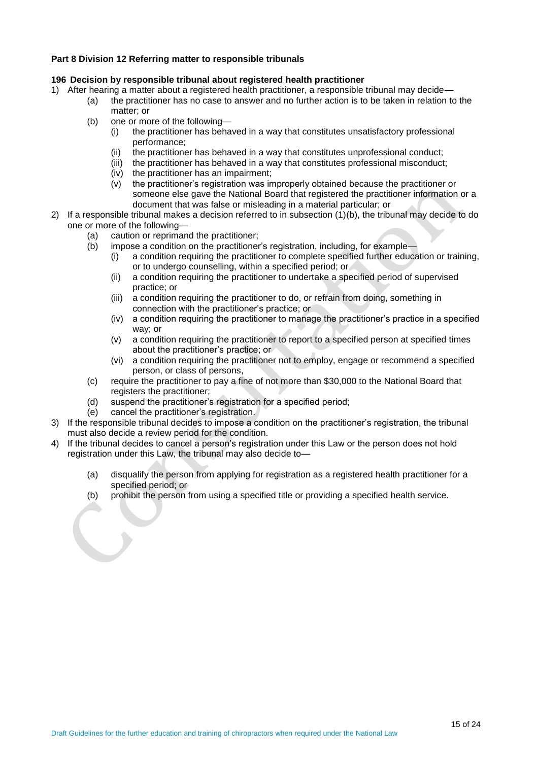**Part 8 Division 12 Referring matter to responsible tribunals**

**196 Decision by responsible tribunal about registered health practitioner**

1) After hearing a matter about a registered health practitioner, a responsible tribunal may decide—
   - (a) the practitioner has no case to answer and no further action is to be taken in relation to the matter; or
   - (b) one or more of the following—
     - (i) the practitioner has behaved in a way that constitutes unsatisfactory professional performance;
     - (ii) the practitioner has behaved in a way that constitutes unprofessional conduct;
     - (iii) the practitioner has behaved in a way that constitutes professional misconduct;
     - (iv) the practitioner has an impairment;
     - (v) the practitioner's registration was improperly obtained because the practitioner or someone else gave the National Board that registered the practitioner information or a document that was false or misleading in a material particular; or
2) If a responsible tribunal makes a decision referred to in subsection (1)(b), the tribunal may decide to do one or more of the following—
   - (a) caution or reprimand the practitioner;
   - (b) impose a condition on the practitioner's registration, including, for example—
     - (i) a condition requiring the practitioner to complete specified further education or training, or to undergo counselling, within a specified period; or
     - (ii) a condition requiring the practitioner to undertake a specified period of supervised practice; or
     - (iii) a condition requiring the practitioner to do, or refrain from doing, something in connection with the practitioner's practice; or
     - (iv) a condition requiring the practitioner to manage the practitioner's practice in a specified way; or
     - (v) a condition requiring the practitioner to report to a specified person at specified times about the practitioner's practice; or
     - (vi) a condition requiring the practitioner not to employ, engage or recommend a specified person, or class of persons,
   - (c) require the practitioner to pay a fine of not more than $30,000 to the National Board that registers the practitioner;
   - (d) suspend the practitioner's registration for a specified period;
   - (e) cancel the practitioner's registration.
3) If the responsible tribunal decides to impose a condition on the practitioner's registration, the tribunal must also decide a review period for the condition.
4) If the tribunal decides to cancel a person's registration under this Law or the person does not hold registration under this Law, the tribunal may also decide to—
   - (a) disqualify the person from applying for registration as a registered health practitioner for a specified period; or
   - (b) prohibit the person from using a specified title or providing a specified health service.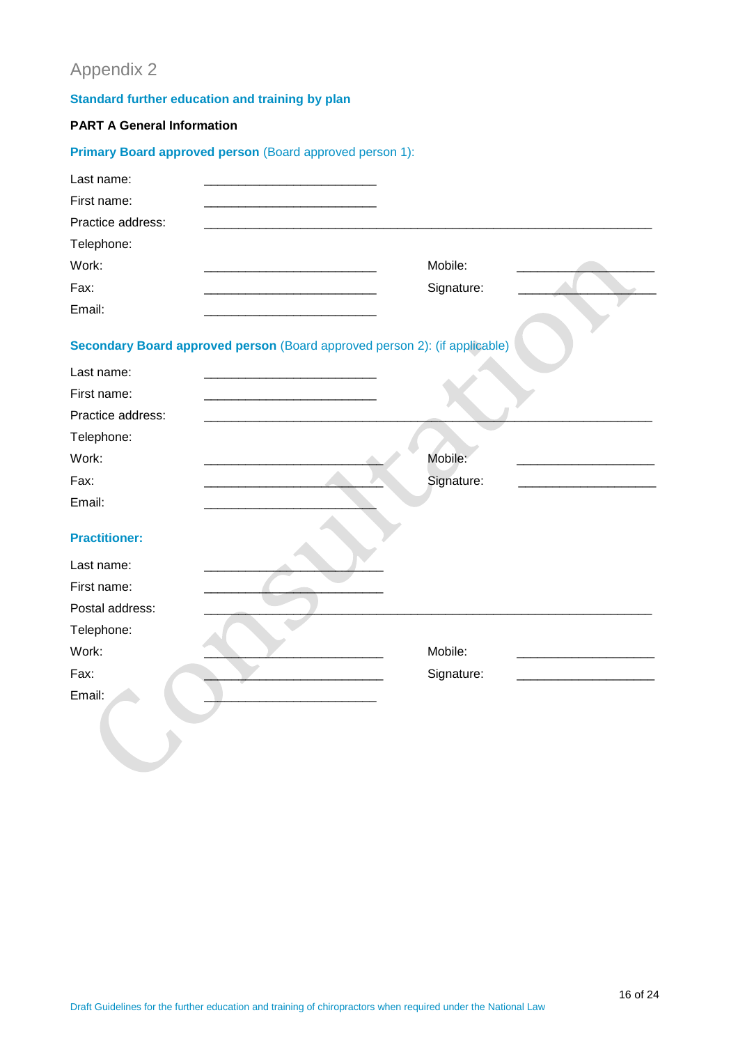# Appendix 2

## Standard further education and training by plan

**PART A General Information**

**Primary Board approved person** (Board approved person 1):

Last name: ________________________

First name: ________________________

Practice address: ______________________________________________________________

Telephone:

Work: ________________________ Mobile: ___________________

Fax: ________________________ Signature: ___________________

Email: ________________________

**Secondary Board approved person** (Board approved person 2): (if applicable)

Last name: ________________________

First name: ________________________

Practice address: ______________________________________________________________

Telephone:

Work: ________________________ Mobile: ___________________

Fax: ________________________ Signature: ___________________

Email: ________________________

**Practitioner:**

Last name: ________________________

First name: ________________________

Postal address: ______________________________________________________________

Telephone:

Work: ________________________ Mobile: ___________________

Fax: ________________________ Signature: ___________________

Email: ________________________

Draft Guidelines for the further education and training of chiropractors when required under the National Law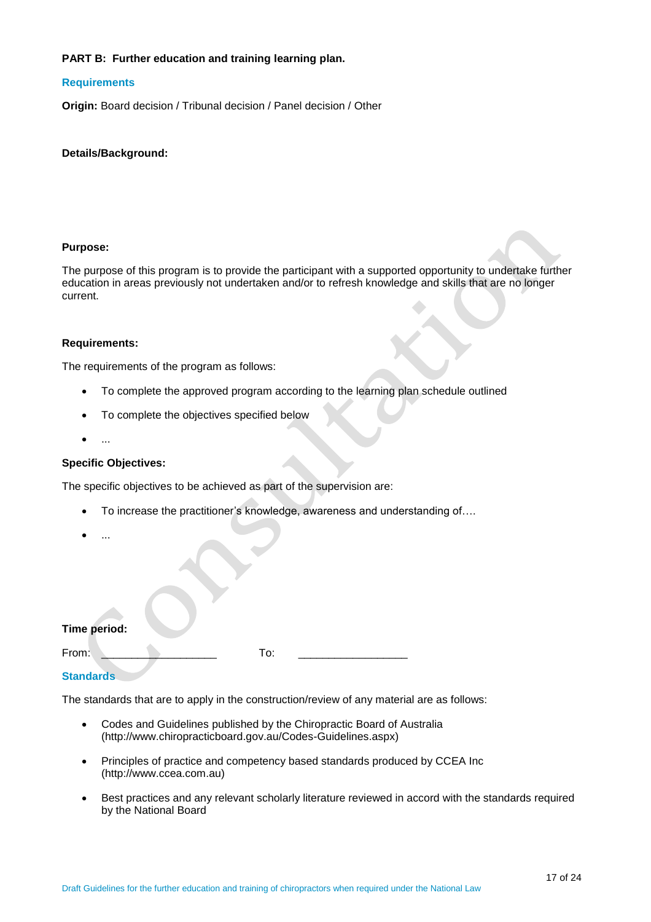**PART B: Further education and training learning plan.**

## Requirements

**Origin:** Board decision / Tribunal decision / Panel decision / Other

**Details/Background:**

**Purpose:**

The purpose of this program is to provide the participant with a supported opportunity to undertake further education in areas previously not undertaken and/or to refresh knowledge and skills that are no longer current.

**Requirements:**

The requirements of the program as follows:

- To complete the approved program according to the learning plan schedule outlined
- To complete the objectives specified below
- ...

**Specific Objectives:**

The specific objectives to be achieved as part of the supervision are:

- To increase the practitioner's knowledge, awareness and understanding of….
- ...

**Time period:**

From: ___________________ To: __________________

## Standards

The standards that are to apply in the construction/review of any material are as follows:

- Codes and Guidelines published by the Chiropractic Board of Australia (http://www.chiropracticboard.gov.au/Codes-Guidelines.aspx)
- Principles of practice and competency based standards produced by CCEA Inc (http://www.ccea.com.au)
- Best practices and any relevant scholarly literature reviewed in accord with the standards required by the National Board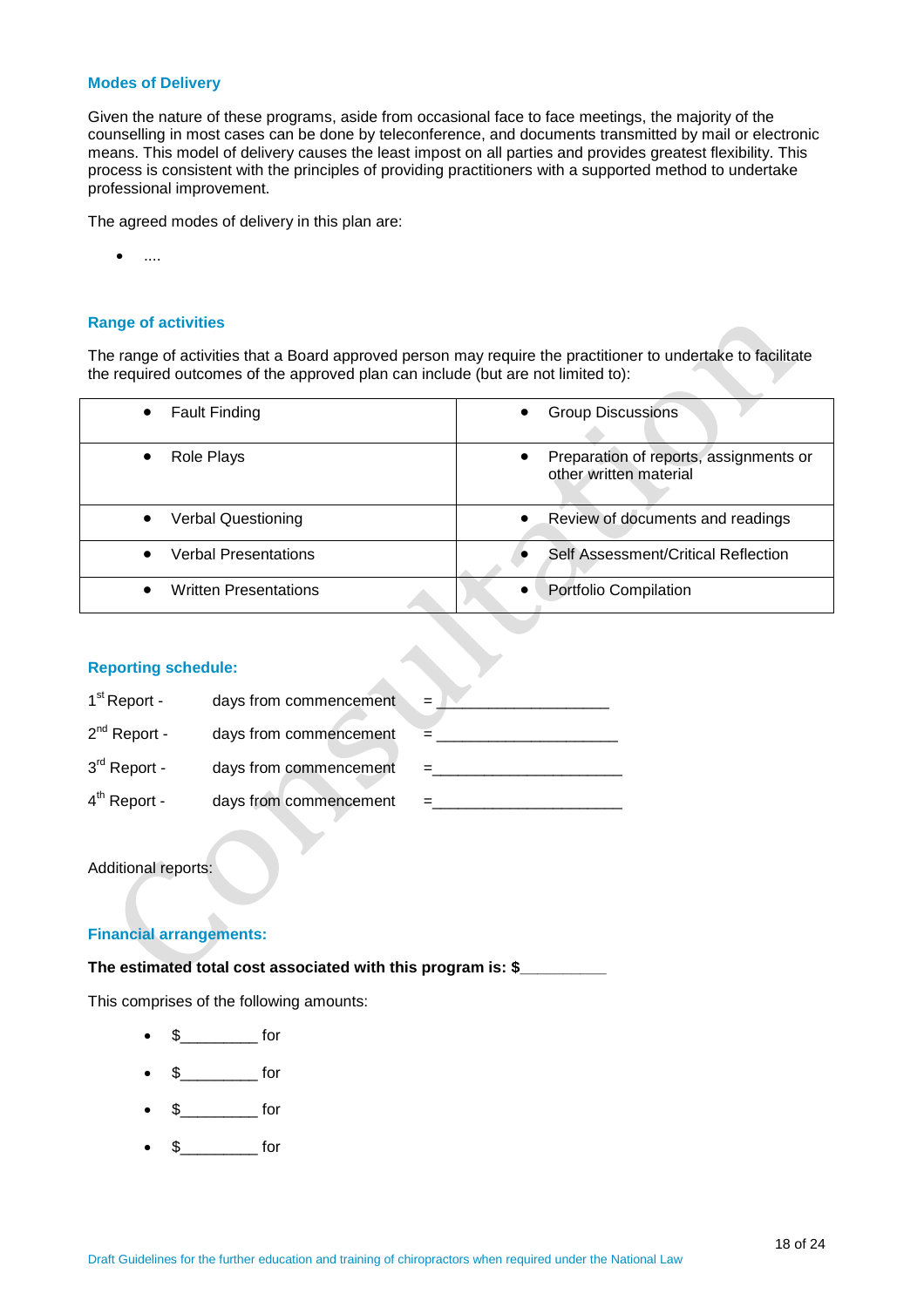### Modes of Delivery

Given the nature of these programs, aside from occasional face to face meetings, the majority of the counselling in most cases can be done by teleconference, and documents transmitted by mail or electronic means. This model of delivery causes the least impost on all parties and provides greatest flexibility. This process is consistent with the principles of providing practitioners with a supported method to undertake professional improvement.

The agreed modes of delivery in this plan are:

- ....

### Range of activities

The range of activities that a Board approved person may require the practitioner to undertake to facilitate the required outcomes of the approved plan can include (but are not limited to):

| | |
|---|---|
| • Fault Finding | • Group Discussions |
| • Role Plays | • Preparation of reports, assignments or other written material |
| • Verbal Questioning | • Review of documents and readings |
| • Verbal Presentations | • Self Assessment/Critical Reflection |
| • Written Presentations | • Portfolio Compilation |

### Reporting schedule:

1st Report - days from commencement = ____________________

2nd Report - days from commencement = _____________________

3rd Report - days from commencement = ______________________

4th Report - days from commencement = ______________________

Additional reports:

### Financial arrangements:

**The estimated total cost associated with this program is: $__________**

This comprises of the following amounts:

- $_________ for
- $_________ for
- $_________ for
- $_________ for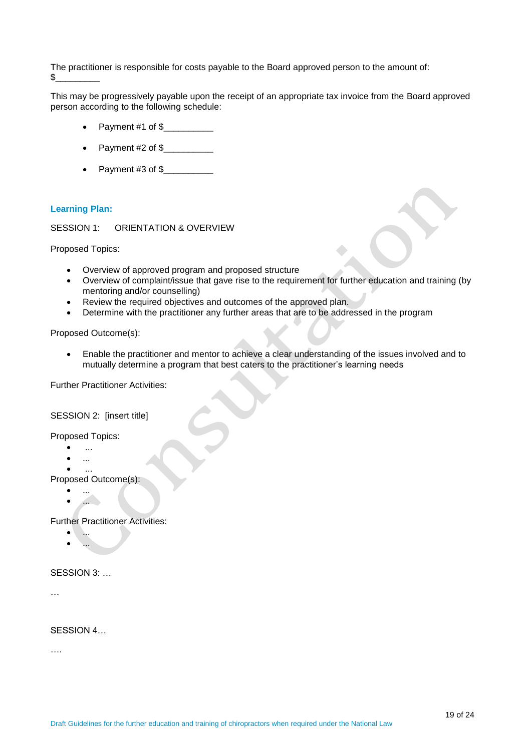The practitioner is responsible for costs payable to the Board approved person to the amount of: $_________

This may be progressively payable upon the receipt of an appropriate tax invoice from the Board approved person according to the following schedule:

- Payment #1 of $__________
- Payment #2 of $__________
- Payment #3 of $__________

**Learning Plan:**

SESSION 1: ORIENTATION & OVERVIEW

Proposed Topics:

- Overview of approved program and proposed structure
- Overview of complaint/issue that gave rise to the requirement for further education and training (by mentoring and/or counselling)
- Review the required objectives and outcomes of the approved plan.
- Determine with the practitioner any further areas that are to be addressed in the program

Proposed Outcome(s):

- Enable the practitioner and mentor to achieve a clear understanding of the issues involved and to mutually determine a program that best caters to the practitioner's learning needs

Further Practitioner Activities:

SESSION 2: [insert title]

Proposed Topics:

- ...
- ...
- ...

Proposed Outcome(s):

- ...
- ...

Further Practitioner Activities:

- ...
- ...

SESSION 3: …

…

SESSION 4…

….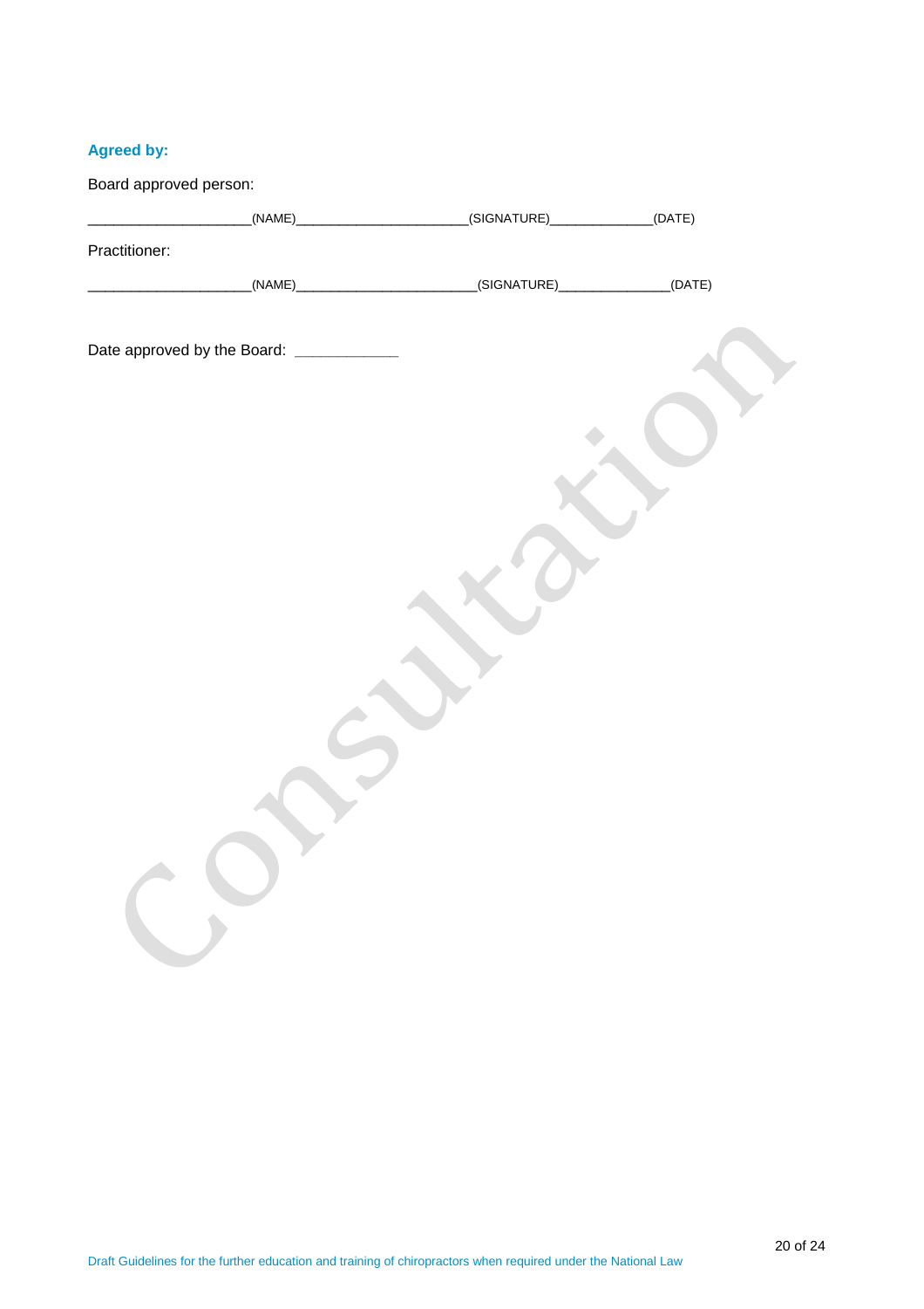**Agreed by:**

Board approved person:

_____________________(NAME)_______________________(SIGNATURE)_____________(DATE)

Practitioner:

_____________________(NAME)________________________(SIGNATURE)______________(DATE)

Date approved by the Board: ____________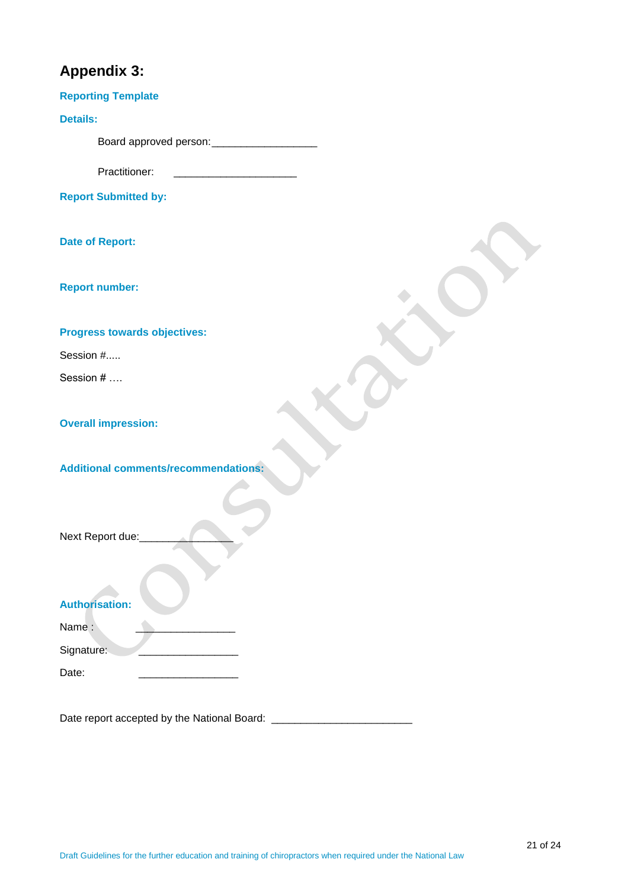# Appendix 3:

**Reporting Template**

**Details:**

Board approved person:__________________

Practitioner: _____________________

**Report Submitted by:**

**Date of Report:**

**Report number:**

**Progress towards objectives:**

Session #.....

Session # ….

**Overall impression:**

**Additional comments/recommendations:**

Next Report due:________________

**Authorisation:**

Name : _________________

Signature: _________________

Date: _________________

Date report accepted by the National Board: ________________________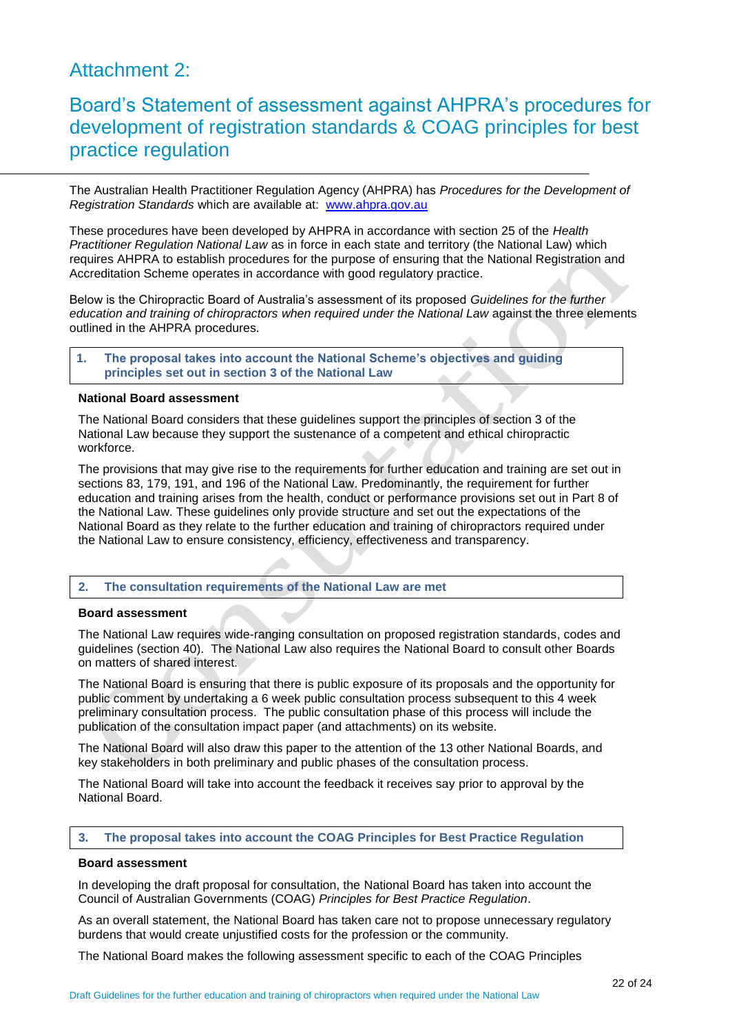# Attachment 2:

## Board's Statement of assessment against AHPRA's procedures for development of registration standards & COAG principles for best practice regulation

The Australian Health Practitioner Regulation Agency (AHPRA) has *Procedures for the Development of Registration Standards* which are available at: [www.ahpra.gov.au](www.ahpra.gov.au)

These procedures have been developed by AHPRA in accordance with section 25 of the *Health Practitioner Regulation National Law* as in force in each state and territory (the National Law) which requires AHPRA to establish procedures for the purpose of ensuring that the National Registration and Accreditation Scheme operates in accordance with good regulatory practice.

Below is the Chiropractic Board of Australia's assessment of its proposed *Guidelines for the further education and training of chiropractors when required under the National Law* against the three elements outlined in the AHPRA procedures.

### 1. The proposal takes into account the National Scheme's objectives and guiding principles set out in section 3 of the National Law

**National Board assessment**

The National Board considers that these guidelines support the principles of section 3 of the National Law because they support the sustenance of a competent and ethical chiropractic workforce.

The provisions that may give rise to the requirements for further education and training are set out in sections 83, 179, 191, and 196 of the National Law. Predominantly, the requirement for further education and training arises from the health, conduct or performance provisions set out in Part 8 of the National Law. These guidelines only provide structure and set out the expectations of the National Board as they relate to the further education and training of chiropractors required under the National Law to ensure consistency, efficiency, effectiveness and transparency.

### 2. The consultation requirements of the National Law are met

**Board assessment**

The National Law requires wide-ranging consultation on proposed registration standards, codes and guidelines (section 40). The National Law also requires the National Board to consult other Boards on matters of shared interest.

The National Board is ensuring that there is public exposure of its proposals and the opportunity for public comment by undertaking a 6 week public consultation process subsequent to this 4 week preliminary consultation process. The public consultation phase of this process will include the publication of the consultation impact paper (and attachments) on its website.

The National Board will also draw this paper to the attention of the 13 other National Boards, and key stakeholders in both preliminary and public phases of the consultation process.

The National Board will take into account the feedback it receives say prior to approval by the National Board.

### 3. The proposal takes into account the COAG Principles for Best Practice Regulation

**Board assessment**

In developing the draft proposal for consultation, the National Board has taken into account the Council of Australian Governments (COAG) *Principles for Best Practice Regulation*.

As an overall statement, the National Board has taken care not to propose unnecessary regulatory burdens that would create unjustified costs for the profession or the community.

The National Board makes the following assessment specific to each of the COAG Principles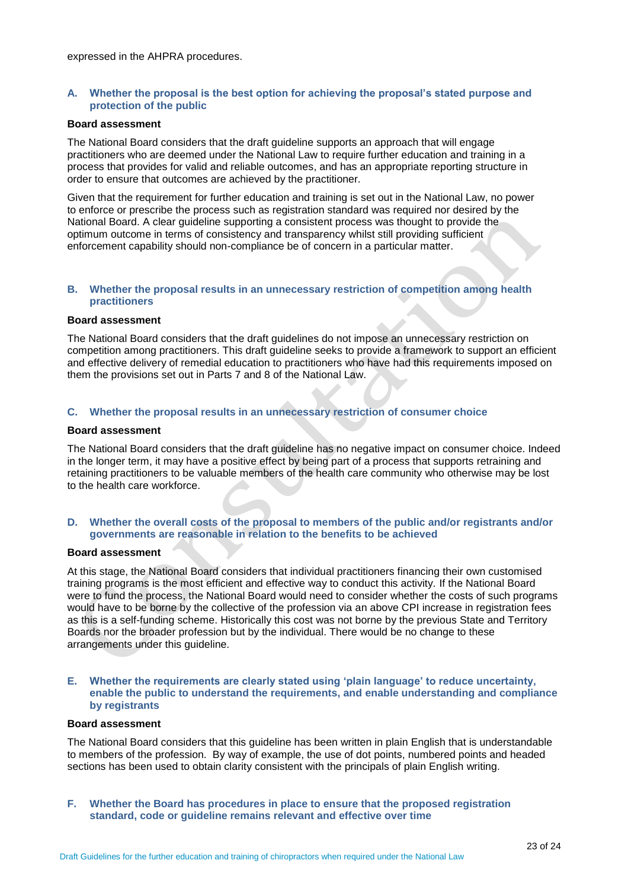expressed in the AHPRA procedures.

### A. Whether the proposal is the best option for achieving the proposal's stated purpose and protection of the public

**Board assessment**

The National Board considers that the draft guideline supports an approach that will engage practitioners who are deemed under the National Law to require further education and training in a process that provides for valid and reliable outcomes, and has an appropriate reporting structure in order to ensure that outcomes are achieved by the practitioner.

Given that the requirement for further education and training is set out in the National Law, no power to enforce or prescribe the process such as registration standard was required nor desired by the National Board. A clear guideline supporting a consistent process was thought to provide the optimum outcome in terms of consistency and transparency whilst still providing sufficient enforcement capability should non-compliance be of concern in a particular matter.

### B. Whether the proposal results in an unnecessary restriction of competition among health practitioners

**Board assessment**

The National Board considers that the draft guidelines do not impose an unnecessary restriction on competition among practitioners. This draft guideline seeks to provide a framework to support an efficient and effective delivery of remedial education to practitioners who have had this requirements imposed on them the provisions set out in Parts 7 and 8 of the National Law.

### C. Whether the proposal results in an unnecessary restriction of consumer choice

**Board assessment**

The National Board considers that the draft guideline has no negative impact on consumer choice. Indeed in the longer term, it may have a positive effect by being part of a process that supports retraining and retaining practitioners to be valuable members of the health care community who otherwise may be lost to the health care workforce.

### D. Whether the overall costs of the proposal to members of the public and/or registrants and/or governments are reasonable in relation to the benefits to be achieved

**Board assessment**

At this stage, the National Board considers that individual practitioners financing their own customised training programs is the most efficient and effective way to conduct this activity. If the National Board were to fund the process, the National Board would need to consider whether the costs of such programs would have to be borne by the collective of the profession via an above CPI increase in registration fees as this is a self-funding scheme. Historically this cost was not borne by the previous State and Territory Boards nor the broader profession but by the individual. There would be no change to these arrangements under this guideline.

### E. Whether the requirements are clearly stated using 'plain language' to reduce uncertainty, enable the public to understand the requirements, and enable understanding and compliance by registrants

**Board assessment**

The National Board considers that this guideline has been written in plain English that is understandable to members of the profession. By way of example, the use of dot points, numbered points and headed sections has been used to obtain clarity consistent with the principals of plain English writing.

### F. Whether the Board has procedures in place to ensure that the proposed registration standard, code or guideline remains relevant and effective over time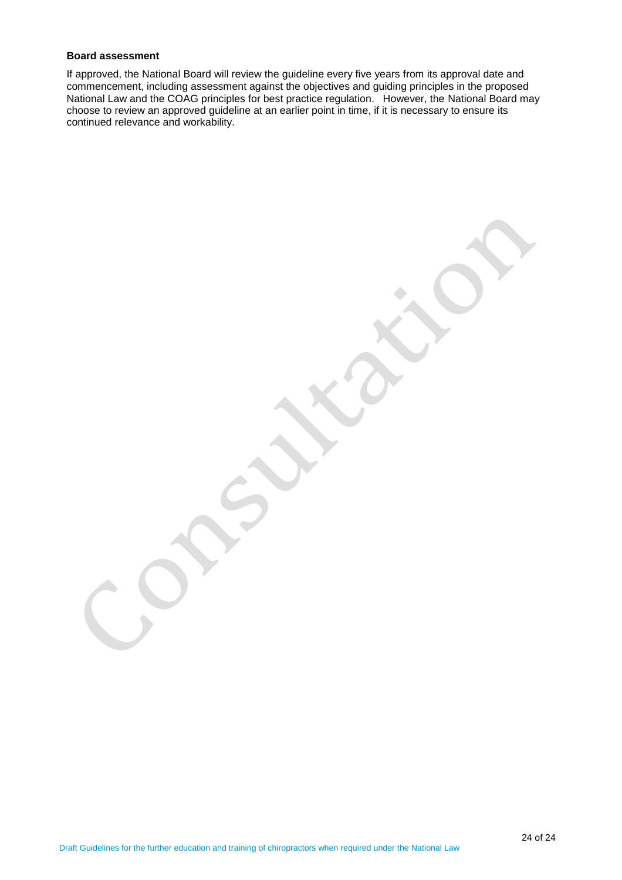**Board assessment**

If approved, the National Board will review the guideline every five years from its approval date and commencement, including assessment against the objectives and guiding principles in the proposed National Law and the COAG principles for best practice regulation. However, the National Board may choose to review an approved guideline at an earlier point in time, if it is necessary to ensure its continued relevance and workability.